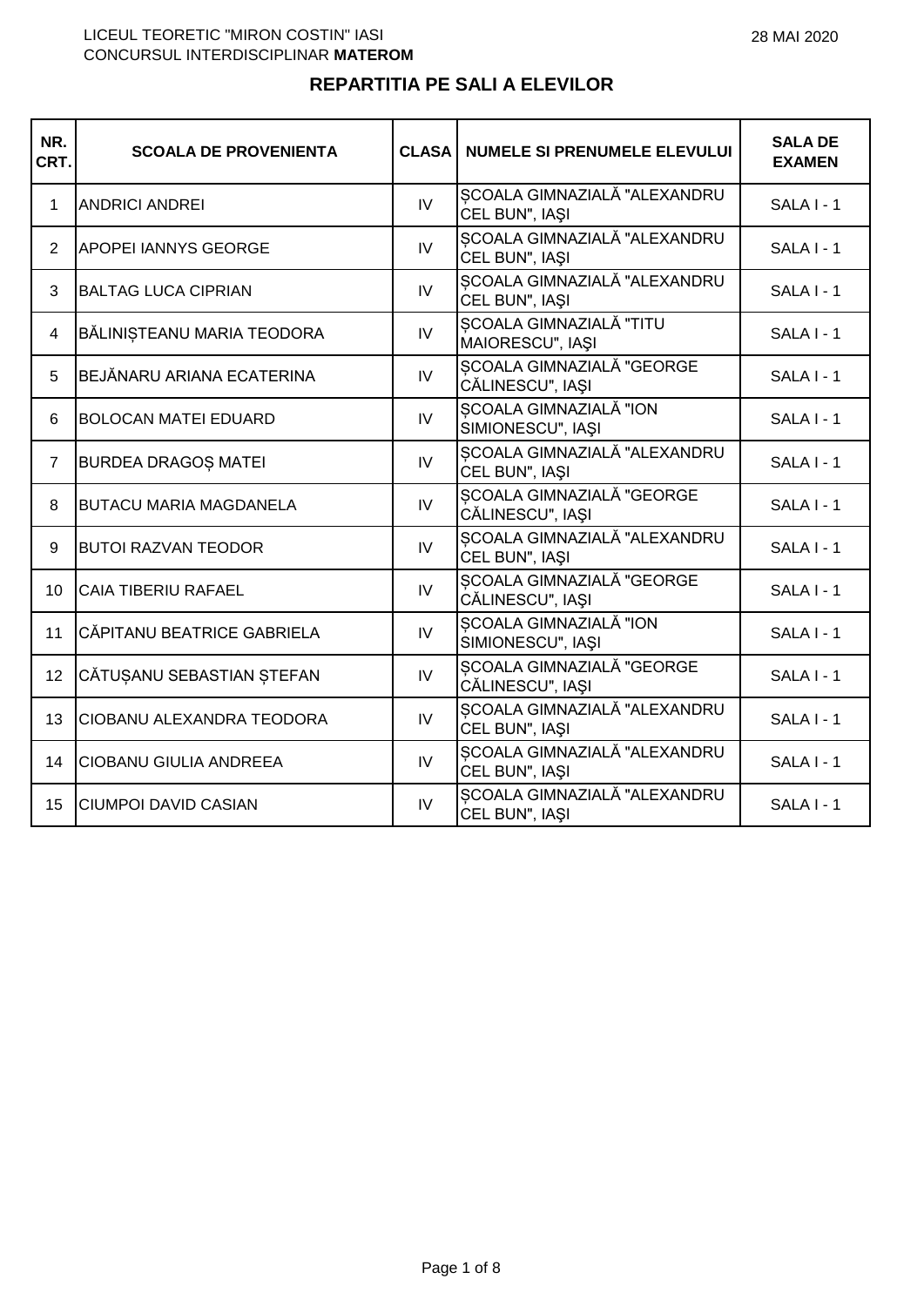LICEUL TEORETIC "MIRON COSTIN" IASI
CONCURSUL INTERDISCIPLINAR **MATEROM**

28 MAI 2020

## REPARTITIA PE SALI A ELEVILOR

| NR. CRT. | SCOALA DE PROVENIENTA | CLASA | NUMELE SI PRENUMELE ELEVULUI | SALA DE EXAMEN |
|---|---|---|---|---|
| 1 | ANDRICI ANDREI | IV | ȘCOALA GIMNAZIALĂ "ALEXANDRU CEL BUN", IAŞI | SALA I - 1 |
| 2 | APOPEI IANNYS GEORGE | IV | ȘCOALA GIMNAZIALĂ "ALEXANDRU CEL BUN", IAŞI | SALA I - 1 |
| 3 | BALTAG LUCA CIPRIAN | IV | ȘCOALA GIMNAZIALĂ "ALEXANDRU CEL BUN", IAŞI | SALA I - 1 |
| 4 | BĂLINIȘTEANU MARIA TEODORA | IV | ȘCOALA GIMNAZIALĂ "TITU MAIORESCU", IAŞI | SALA I - 1 |
| 5 | BEJĂNARU ARIANA ECATERINA | IV | ȘCOALA GIMNAZIALĂ "GEORGE CĂLINESCU", IAŞI | SALA I - 1 |
| 6 | BOLOCAN MATEI EDUARD | IV | ȘCOALA GIMNAZIALĂ "ION SIMIONESCU", IAŞI | SALA I - 1 |
| 7 | BURDEA DRAGOȘ MATEI | IV | ȘCOALA GIMNAZIALĂ "ALEXANDRU CEL BUN", IAŞI | SALA I - 1 |
| 8 | BUTACU MARIA MAGDANELA | IV | ȘCOALA GIMNAZIALĂ "GEORGE CĂLINESCU", IAŞI | SALA I - 1 |
| 9 | BUTOI RAZVAN TEODOR | IV | ȘCOALA GIMNAZIALĂ "ALEXANDRU CEL BUN", IAŞI | SALA I - 1 |
| 10 | CAIA TIBERIU RAFAEL | IV | ȘCOALA GIMNAZIALĂ "GEORGE CĂLINESCU", IAŞI | SALA I - 1 |
| 11 | CĂPITANU BEATRICE GABRIELA | IV | ȘCOALA GIMNAZIALĂ "ION SIMIONESCU", IAŞI | SALA I - 1 |
| 12 | CĂTUȘANU SEBASTIAN ȘTEFAN | IV | ȘCOALA GIMNAZIALĂ "GEORGE CĂLINESCU", IAŞI | SALA I - 1 |
| 13 | CIOBANU ALEXANDRA TEODORA | IV | ȘCOALA GIMNAZIALĂ "ALEXANDRU CEL BUN", IAŞI | SALA I - 1 |
| 14 | CIOBANU GIULIA ANDREEA | IV | ȘCOALA GIMNAZIALĂ "ALEXANDRU CEL BUN", IAŞI | SALA I - 1 |
| 15 | CIUMPOI DAVID CASIAN | IV | ȘCOALA GIMNAZIALĂ "ALEXANDRU CEL BUN", IAŞI | SALA I - 1 |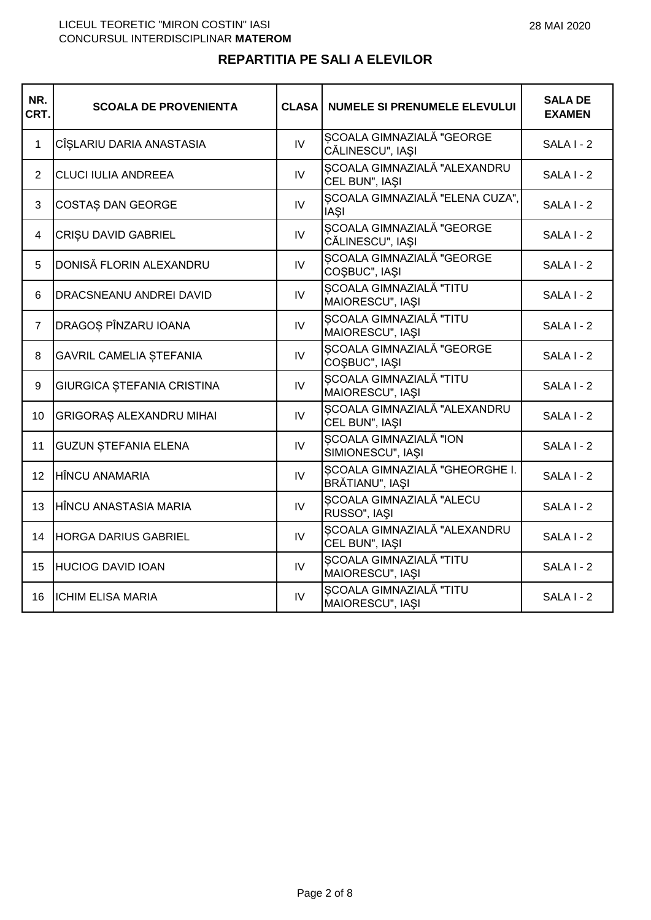LICEUL TEORETIC "MIRON COSTIN" IASI
CONCURSUL INTERDISCIPLINAR **MATEROM**

28 MAI 2020

## REPARTITIA PE SALI A ELEVILOR

| NR. CRT. | SCOALA DE PROVENIENTA | CLASA | NUMELE SI PRENUMELE ELEVULUI | SALA DE EXAMEN |
|---|---|---|---|---|
| 1 | CÎȘLARIU DARIA ANASTASIA | IV | ȘCOALA GIMNAZIALĂ "GEORGE CĂLINESCU", IAȘI | SALA I - 2 |
| 2 | CLUCI IULIA ANDREEA | IV | ȘCOALA GIMNAZIALĂ "ALEXANDRU CEL BUN", IAȘI | SALA I - 2 |
| 3 | COSTAȘ DAN GEORGE | IV | ȘCOALA GIMNAZIALĂ "ELENA CUZA", IAŞI | SALA I - 2 |
| 4 | CRIȘU DAVID GABRIEL | IV | ȘCOALA GIMNAZIALĂ "GEORGE CĂLINESCU", IAȘI | SALA I - 2 |
| 5 | DONISĂ FLORIN ALEXANDRU | IV | ȘCOALA GIMNAZIALĂ "GEORGE COŞBUC", IAŞI | SALA I - 2 |
| 6 | DRACSNEANU ANDREI DAVID | IV | ȘCOALA GIMNAZIALĂ "TITU MAIORESCU", IAŞI | SALA I - 2 |
| 7 | DRAGOȘ PÎNZARU IOANA | IV | ȘCOALA GIMNAZIALĂ "TITU MAIORESCU", IAŞI | SALA I - 2 |
| 8 | GAVRIL CAMELIA ȘTEFANIA | IV | ȘCOALA GIMNAZIALĂ "GEORGE COŞBUC", IAŞI | SALA I - 2 |
| 9 | GIURGICA ȘTEFANIA CRISTINA | IV | ȘCOALA GIMNAZIALĂ "TITU MAIORESCU", IAŞI | SALA I - 2 |
| 10 | GRIGORAȘ ALEXANDRU MIHAI | IV | ȘCOALA GIMNAZIALĂ "ALEXANDRU CEL BUN", IAȘI | SALA I - 2 |
| 11 | GUZUN ȘTEFANIA ELENA | IV | ȘCOALA GIMNAZIALĂ "ION SIMIONESCU", IAŞI | SALA I - 2 |
| 12 | HÎNCU ANAMARIA | IV | ȘCOALA GIMNAZIALĂ "GHEORGHE I. BRĂTIANU", IAŞI | SALA I - 2 |
| 13 | HÎNCU ANASTASIA MARIA | IV | ȘCOALA GIMNAZIALĂ "ALECU RUSSO", IAŞI | SALA I - 2 |
| 14 | HORGA DARIUS GABRIEL | IV | ȘCOALA GIMNAZIALĂ "ALEXANDRU CEL BUN", IAȘI | SALA I - 2 |
| 15 | HUCIOG DAVID IOAN | IV | ȘCOALA GIMNAZIALĂ "TITU MAIORESCU", IAŞI | SALA I - 2 |
| 16 | ICHIM ELISA MARIA | IV | ȘCOALA GIMNAZIALĂ "TITU MAIORESCU", IAŞI | SALA I - 2 |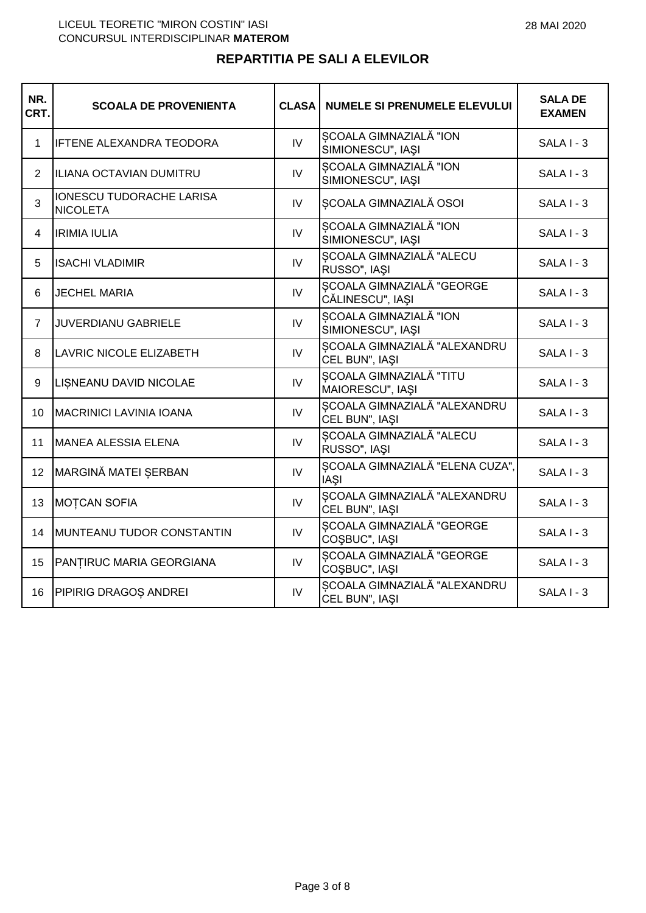LICEUL TEORETIC "MIRON COSTIN" IASI
CONCURSUL INTERDISCIPLINAR **MATEROM**

28 MAI 2020

## REPARTITIA PE SALI A ELEVILOR

| NR. CRT. | SCOALA DE PROVENIENTA | CLASA | NUMELE SI PRENUMELE ELEVULUI | SALA DE EXAMEN |
|---|---|---|---|---|
| 1 | IFTENE ALEXANDRA TEODORA | IV | ȘCOALA GIMNAZIALĂ "ION SIMIONESCU", IAŞI | SALA I - 3 |
| 2 | ILIANA OCTAVIAN DUMITRU | IV | ȘCOALA GIMNAZIALĂ "ION SIMIONESCU", IAŞI | SALA I - 3 |
| 3 | IONESCU TUDORACHE LARISA NICOLETA | IV | ȘCOALA GIMNAZIALĂ OSOI | SALA I - 3 |
| 4 | IRIMIA IULIA | IV | ȘCOALA GIMNAZIALĂ "ION SIMIONESCU", IAŞI | SALA I - 3 |
| 5 | ISACHI VLADIMIR | IV | ȘCOALA GIMNAZIALĂ "ALECU RUSSO", IAŞI | SALA I - 3 |
| 6 | JECHEL MARIA | IV | ȘCOALA GIMNAZIALĂ "GEORGE CĂLINESCU", IAŞI | SALA I - 3 |
| 7 | JUVERDIANU GABRIELE | IV | ȘCOALA GIMNAZIALĂ "ION SIMIONESCU", IAŞI | SALA I - 3 |
| 8 | LAVRIC NICOLE ELIZABETH | IV | ȘCOALA GIMNAZIALĂ "ALEXANDRU CEL BUN", IAŞI | SALA I - 3 |
| 9 | LIȘNEANU DAVID NICOLAE | IV | ȘCOALA GIMNAZIALĂ "TITU MAIORESCU", IAŞI | SALA I - 3 |
| 10 | MACRINICI LAVINIA IOANA | IV | ȘCOALA GIMNAZIALĂ "ALEXANDRU CEL BUN", IAŞI | SALA I - 3 |
| 11 | MANEA ALESSIA ELENA | IV | ȘCOALA GIMNAZIALĂ "ALECU RUSSO", IAŞI | SALA I - 3 |
| 12 | MARGINĂ MATEI ȘERBAN | IV | ȘCOALA GIMNAZIALĂ "ELENA CUZA", IAŞI | SALA I - 3 |
| 13 | MOȚCAN SOFIA | IV | ȘCOALA GIMNAZIALĂ "ALEXANDRU CEL BUN", IAŞI | SALA I - 3 |
| 14 | MUNTEANU TUDOR CONSTANTIN | IV | ȘCOALA GIMNAZIALĂ "GEORGE COŞBUC", IAŞI | SALA I - 3 |
| 15 | PANȚIRUC MARIA GEORGIANA | IV | ȘCOALA GIMNAZIALĂ "GEORGE COŞBUC", IAŞI | SALA I - 3 |
| 16 | PIPIRIG DRAGOȘ ANDREI | IV | ȘCOALA GIMNAZIALĂ "ALEXANDRU CEL BUN", IAŞI | SALA I - 3 |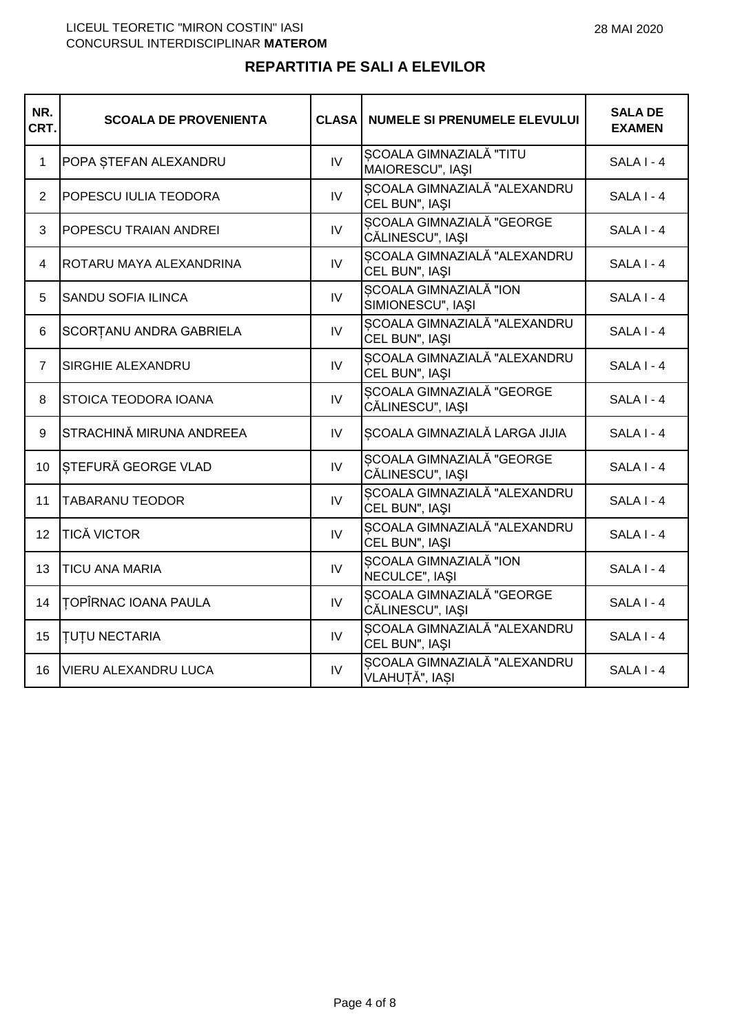LICEUL TEORETIC "MIRON COSTIN" IASI
CONCURSUL INTERDISCIPLINAR **MATEROM**

28 MAI 2020

## REPARTITIA PE SALI A ELEVILOR

| NR. CRT. | SCOALA DE PROVENIENTA | CLASA | NUMELE SI PRENUMELE ELEVULUI | SALA DE EXAMEN |
|---|---|---|---|---|
| 1 | POPA ȘTEFAN ALEXANDRU | IV | ȘCOALA GIMNAZIALĂ "TITU MAIORESCU", IAȘI | SALA I - 4 |
| 2 | POPESCU IULIA TEODORA | IV | ȘCOALA GIMNAZIALĂ "ALEXANDRU CEL BUN", IAŞI | SALA I - 4 |
| 3 | POPESCU TRAIAN ANDREI | IV | ȘCOALA GIMNAZIALĂ "GEORGE CĂLINESCU", IAŞI | SALA I - 4 |
| 4 | ROTARU MAYA ALEXANDRINA | IV | ȘCOALA GIMNAZIALĂ "ALEXANDRU CEL BUN", IAŞI | SALA I - 4 |
| 5 | SANDU SOFIA ILINCA | IV | ȘCOALA GIMNAZIALĂ "ION SIMIONESCU", IAŞI | SALA I - 4 |
| 6 | SCORȚANU ANDRA GABRIELA | IV | ȘCOALA GIMNAZIALĂ "ALEXANDRU CEL BUN", IAŞI | SALA I - 4 |
| 7 | SIRGHIE ALEXANDRU | IV | ȘCOALA GIMNAZIALĂ "ALEXANDRU CEL BUN", IAŞI | SALA I - 4 |
| 8 | STOICA TEODORA IOANA | IV | ȘCOALA GIMNAZIALĂ "GEORGE CĂLINESCU", IAŞI | SALA I - 4 |
| 9 | STRACHINĂ MIRUNA ANDREEA | IV | ȘCOALA GIMNAZIALĂ LARGA JIJIA | SALA I - 4 |
| 10 | ȘTEFURĂ GEORGE VLAD | IV | ȘCOALA GIMNAZIALĂ "GEORGE CĂLINESCU", IAŞI | SALA I - 4 |
| 11 | TABARANU TEODOR | IV | ȘCOALA GIMNAZIALĂ "ALEXANDRU CEL BUN", IAŞI | SALA I - 4 |
| 12 | TICĂ VICTOR | IV | ȘCOALA GIMNAZIALĂ "ALEXANDRU CEL BUN", IAŞI | SALA I - 4 |
| 13 | TICU ANA MARIA | IV | ȘCOALA GIMNAZIALĂ "ION NECULCE", IAŞI | SALA I - 4 |
| 14 | ȚOPÎRNAC IOANA PAULA | IV | ȘCOALA GIMNAZIALĂ "GEORGE CĂLINESCU", IAŞI | SALA I - 4 |
| 15 | ȚUȚU NECTARIA | IV | ȘCOALA GIMNAZIALĂ "ALEXANDRU CEL BUN", IAŞI | SALA I - 4 |
| 16 | VIERU ALEXANDRU LUCA | IV | ȘCOALA GIMNAZIALĂ "ALEXANDRU VLAHUȚĂ", IAȘI | SALA I - 4 |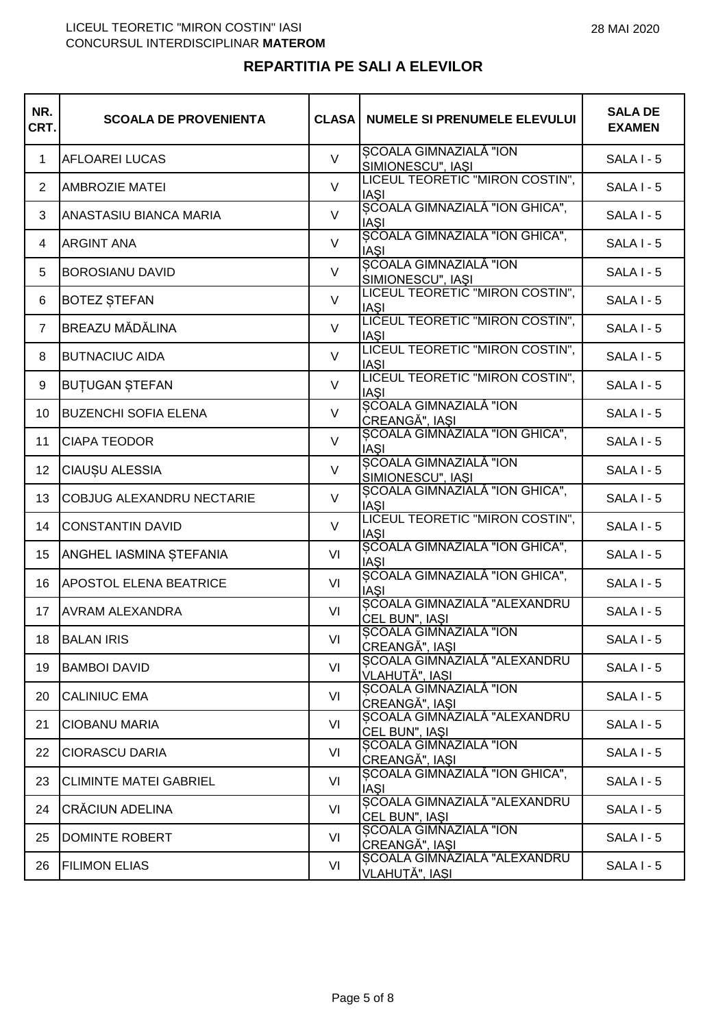LICEUL TEORETIC "MIRON COSTIN" IASI
CONCURSUL INTERDISCIPLINAR **MATEROM**

28 MAI 2020

## REPARTITIA PE SALI A ELEVILOR

| NR. CRT. | SCOALA DE PROVENIENTA | CLASA | NUMELE SI PRENUMELE ELEVULUI | SALA DE EXAMEN |
|---|---|---|---|---|
| 1 | AFLOAREI LUCAS | V | ȘCOALA GIMNAZIALĂ "ION SIMIONESCU", IAȘI | SALA I - 5 |
| 2 | AMBROZIE MATEI | V | LICEUL TEORETIC "MIRON COSTIN", IAȘI | SALA I - 5 |
| 3 | ANASTASIU BIANCA MARIA | V | ȘCOALA GIMNAZIALĂ "ION GHICA", IAȘI | SALA I - 5 |
| 4 | ARGINT ANA | V | ȘCOALA GIMNAZIALĂ "ION GHICA", IAȘI | SALA I - 5 |
| 5 | BOROSIANU DAVID | V | ȘCOALA GIMNAZIALĂ "ION SIMIONESCU", IAȘI | SALA I - 5 |
| 6 | BOTEZ ȘTEFAN | V | LICEUL TEORETIC "MIRON COSTIN", IAȘI | SALA I - 5 |
| 7 | BREAZU MĂDĂLINA | V | LICEUL TEORETIC "MIRON COSTIN", IAȘI | SALA I - 5 |
| 8 | BUTNACIUC AIDA | V | LICEUL TEORETIC "MIRON COSTIN", IAȘI | SALA I - 5 |
| 9 | BUȚUGAN ȘTEFAN | V | LICEUL TEORETIC "MIRON COSTIN", IAȘI | SALA I - 5 |
| 10 | BUZENCHI SOFIA ELENA | V | ȘCOALA GIMNAZIALĂ "ION CREANGĂ", IAȘI | SALA I - 5 |
| 11 | CIAPA TEODOR | V | ȘCOALA GIMNAZIALĂ "ION GHICA", IAȘI | SALA I - 5 |
| 12 | CIAUȘU ALESSIA | V | ȘCOALA GIMNAZIALĂ "ION SIMIONESCU", IAȘI | SALA I - 5 |
| 13 | COBJUG ALEXANDRU NECTARIE | V | ȘCOALA GIMNAZIALĂ "ION GHICA", IAȘI | SALA I - 5 |
| 14 | CONSTANTIN DAVID | V | LICEUL TEORETIC "MIRON COSTIN", IAȘI | SALA I - 5 |
| 15 | ANGHEL IASMINA ȘTEFANIA | VI | ȘCOALA GIMNAZIALĂ "ION GHICA", IAȘI | SALA I - 5 |
| 16 | APOSTOL ELENA BEATRICE | VI | ȘCOALA GIMNAZIALĂ "ION GHICA", IAȘI | SALA I - 5 |
| 17 | AVRAM ALEXANDRA | VI | ȘCOALA GIMNAZIALĂ "ALEXANDRU CEL BUN", IAȘI | SALA I - 5 |
| 18 | BALAN IRIS | VI | ȘCOALA GIMNAZIALĂ "ION CREANGĂ", IAȘI | SALA I - 5 |
| 19 | BAMBOI DAVID | VI | ȘCOALA GIMNAZIALĂ "ALEXANDRU VLAHUȚĂ", IAȘI | SALA I - 5 |
| 20 | CALINIUC EMA | VI | ȘCOALA GIMNAZIALĂ "ION CREANGĂ", IAȘI | SALA I - 5 |
| 21 | CIOBANU MARIA | VI | ȘCOALA GIMNAZIALĂ "ALEXANDRU CEL BUN", IAȘI | SALA I - 5 |
| 22 | CIORASCU DARIA | VI | ȘCOALA GIMNAZIALĂ "ION CREANGĂ", IAȘI | SALA I - 5 |
| 23 | CLIMINTE MATEI GABRIEL | VI | ȘCOALA GIMNAZIALĂ "ION GHICA", IAȘI | SALA I - 5 |
| 24 | CRĂCIUN ADELINA | VI | ȘCOALA GIMNAZIALĂ "ALEXANDRU CEL BUN", IAȘI | SALA I - 5 |
| 25 | DOMINTE ROBERT | VI | ȘCOALA GIMNAZIALĂ "ION CREANGĂ", IAȘI | SALA I - 5 |
| 26 | FILIMON ELIAS | VI | ȘCOALA GIMNAZIALĂ "ALEXANDRU VLAHUȚĂ", IAȘI | SALA I - 5 |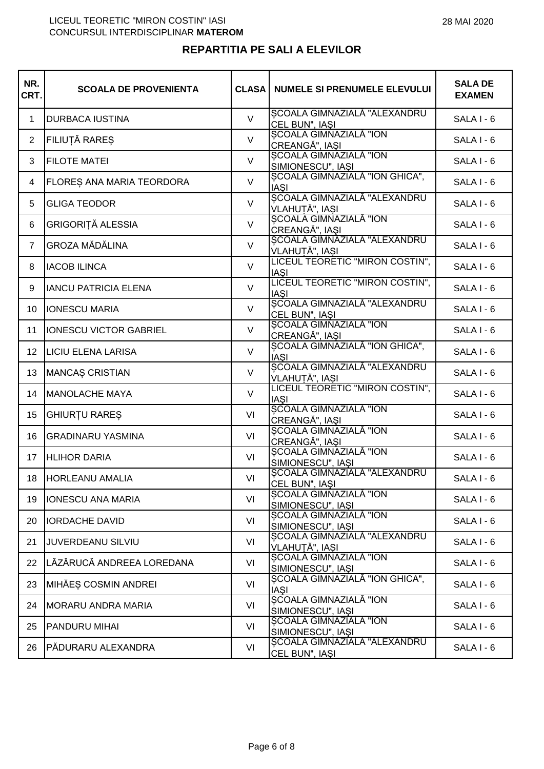LICEUL TEORETIC "MIRON COSTIN" IASI
CONCURSUL INTERDISCIPLINAR **MATEROM**

28 MAI 2020

## REPARTITIA PE SALI A ELEVILOR

| NR. CRT. | SCOALA DE PROVENIENTA | CLASA | NUMELE SI PRENUMELE ELEVULUI | SALA DE EXAMEN |
|---|---|---|---|---|
| 1 | DURBACA IUSTINA | V | ȘCOALA GIMNAZIALĂ "ALEXANDRU CEL BUN", IAȘI | SALA I - 6 |
| 2 | FILIUȚĂ RAREȘ | V | ȘCOALA GIMNAZIALĂ "ION CREANGĂ", IAȘI | SALA I - 6 |
| 3 | FILOTE MATEI | V | ȘCOALA GIMNAZIALĂ "ION SIMIONESCU", IAȘI | SALA I - 6 |
| 4 | FLOREȘ ANA MARIA TEORDORA | V | ȘCOALA GIMNAZIALĂ "ION GHICA", IAȘI | SALA I - 6 |
| 5 | GLIGA TEODOR | V | ȘCOALA GIMNAZIALĂ "ALEXANDRU VLAHUȚĂ", IAȘI | SALA I - 6 |
| 6 | GRIGORIȚĂ ALESSIA | V | ȘCOALA GIMNAZIALĂ "ION CREANGĂ", IAȘI | SALA I - 6 |
| 7 | GROZA MĂDĂLINA | V | ȘCOALA GIMNAZIALĂ "ALEXANDRU VLAHUȚĂ", IAȘI | SALA I - 6 |
| 8 | IACOB ILINCA | V | LICEUL TEORETIC "MIRON COSTIN", IAȘI | SALA I - 6 |
| 9 | IANCU PATRICIA ELENA | V | LICEUL TEORETIC "MIRON COSTIN", IAȘI | SALA I - 6 |
| 10 | IONESCU MARIA | V | ȘCOALA GIMNAZIALĂ "ALEXANDRU CEL BUN", IAȘI | SALA I - 6 |
| 11 | IONESCU VICTOR GABRIEL | V | ȘCOALA GIMNAZIALĂ "ION CREANGĂ", IAȘI | SALA I - 6 |
| 12 | LICIU ELENA LARISA | V | ȘCOALA GIMNAZIALĂ "ION GHICA", IAȘI | SALA I - 6 |
| 13 | MANCAȘ CRISTIAN | V | ȘCOALA GIMNAZIALĂ "ALEXANDRU VLAHUȚĂ", IAȘI | SALA I - 6 |
| 14 | MANOLACHE MAYA | V | LICEUL TEORETIC "MIRON COSTIN", IAȘI | SALA I - 6 |
| 15 | GHIURȚU RAREȘ | VI | ȘCOALA GIMNAZIALĂ "ION CREANGĂ", IAȘI | SALA I - 6 |
| 16 | GRADINARU YASMINA | VI | ȘCOALA GIMNAZIALĂ "ION CREANGĂ", IAȘI | SALA I - 6 |
| 17 | HLIHOR DARIA | VI | ȘCOALA GIMNAZIALĂ "ION SIMIONESCU", IAȘI | SALA I - 6 |
| 18 | HORLEANU AMALIA | VI | ȘCOALA GIMNAZIALĂ "ALEXANDRU CEL BUN", IAȘI | SALA I - 6 |
| 19 | IONESCU ANA MARIA | VI | ȘCOALA GIMNAZIALĂ "ION SIMIONESCU", IAȘI | SALA I - 6 |
| 20 | IORDACHE DAVID | VI | ȘCOALA GIMNAZIALĂ "ION SIMIONESCU", IAȘI | SALA I - 6 |
| 21 | JUVERDEANU SILVIU | VI | ȘCOALA GIMNAZIALĂ "ALEXANDRU VLAHUȚĂ", IAȘI | SALA I - 6 |
| 22 | LĂZĂRUCĂ ANDREEA LOREDANA | VI | ȘCOALA GIMNAZIALĂ "ION SIMIONESCU", IAȘI | SALA I - 6 |
| 23 | MIHĂEȘ COSMIN ANDREI | VI | ȘCOALA GIMNAZIALĂ "ION GHICA", IAȘI | SALA I - 6 |
| 24 | MORARU ANDRA MARIA | VI | ȘCOALA GIMNAZIALĂ "ION SIMIONESCU", IAȘI | SALA I - 6 |
| 25 | PANDURU MIHAI | VI | ȘCOALA GIMNAZIALĂ "ION SIMIONESCU", IAȘI | SALA I - 6 |
| 26 | PĂDURARU ALEXANDRA | VI | ȘCOALA GIMNAZIALĂ "ALEXANDRU CEL BUN", IAȘI | SALA I - 6 |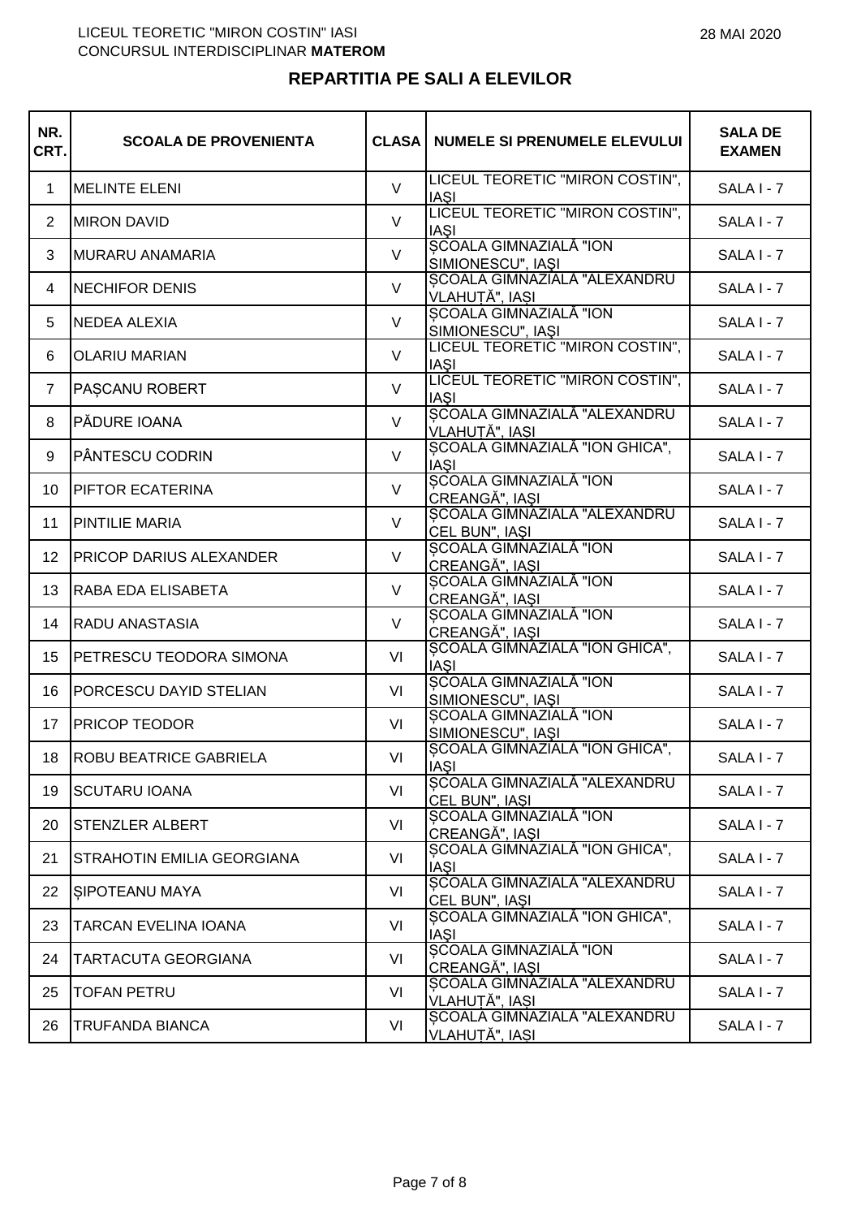LICEUL TEORETIC "MIRON COSTIN" IASI
CONCURSUL INTERDISCIPLINAR **MATEROM**

28 MAI 2020

## REPARTITIA PE SALI A ELEVILOR

| NR. CRT. | SCOALA DE PROVENIENTA | CLASA | NUMELE SI PRENUMELE ELEVULUI | SALA DE EXAMEN |
|---|---|---|---|---|
| 1 | MELINTE ELENI | V | LICEUL TEORETIC "MIRON COSTIN", IAŞI | SALA I - 7 |
| 2 | MIRON DAVID | V | LICEUL TEORETIC "MIRON COSTIN", IAŞI | SALA I - 7 |
| 3 | MURARU ANAMARIA | V | ŞCOALA GIMNAZIALĂ "ION SIMIONESCU", IAŞI | SALA I - 7 |
| 4 | NECHIFOR DENIS | V | ŞCOALA GIMNAZIALĂ "ALEXANDRU VLAHUŢĂ", IAŞI | SALA I - 7 |
| 5 | NEDEA ALEXIA | V | ŞCOALA GIMNAZIALĂ "ION SIMIONESCU", IAŞI | SALA I - 7 |
| 6 | OLARIU MARIAN | V | LICEUL TEORETIC "MIRON COSTIN", IAŞI | SALA I - 7 |
| 7 | PAȘCANU ROBERT | V | LICEUL TEORETIC "MIRON COSTIN", IAŞI | SALA I - 7 |
| 8 | PĂDURE IOANA | V | ŞCOALA GIMNAZIALĂ "ALEXANDRU VLAHUŢĂ", IAŞI | SALA I - 7 |
| 9 | PÂNTESCU CODRIN | V | ŞCOALA GIMNAZIALĂ "ION GHICA", IAŞI | SALA I - 7 |
| 10 | PIFTOR ECATERINA | V | ŞCOALA GIMNAZIALĂ "ION CREANGĂ", IAŞI | SALA I - 7 |
| 11 | PINTILIE MARIA | V | ŞCOALA GIMNAZIALĂ "ALEXANDRU CEL BUN", IAŞI | SALA I - 7 |
| 12 | PRICOP DARIUS ALEXANDER | V | ŞCOALA GIMNAZIALĂ "ION CREANGĂ", IAŞI | SALA I - 7 |
| 13 | RABA EDA ELISABETA | V | ŞCOALA GIMNAZIALĂ "ION CREANGĂ", IAŞI | SALA I - 7 |
| 14 | RADU ANASTASIA | V | ŞCOALA GIMNAZIALĂ "ION CREANGĂ", IAŞI | SALA I - 7 |
| 15 | PETRESCU TEODORA SIMONA | VI | ŞCOALA GIMNAZIALĂ "ION GHICA", IAŞI | SALA I - 7 |
| 16 | PORCESCU DAYID STELIAN | VI | ŞCOALA GIMNAZIALĂ "ION SIMIONESCU", IAŞI | SALA I - 7 |
| 17 | PRICOP TEODOR | VI | ŞCOALA GIMNAZIALĂ "ION SIMIONESCU", IAŞI | SALA I - 7 |
| 18 | ROBU BEATRICE GABRIELA | VI | ŞCOALA GIMNAZIALĂ "ION GHICA", IAŞI | SALA I - 7 |
| 19 | SCUTARU IOANA | VI | ŞCOALA GIMNAZIALĂ "ALEXANDRU CEL BUN", IAŞI | SALA I - 7 |
| 20 | STENZLER ALBERT | VI | ŞCOALA GIMNAZIALĂ "ION CREANGĂ", IAŞI | SALA I - 7 |
| 21 | STRAHOTIN EMILIA GEORGIANA | VI | ŞCOALA GIMNAZIALĂ "ION GHICA", IAŞI | SALA I - 7 |
| 22 | ȘIPOTEANU MAYA | VI | ŞCOALA GIMNAZIALĂ "ALEXANDRU CEL BUN", IAŞI | SALA I - 7 |
| 23 | TARCAN EVELINA IOANA | VI | ŞCOALA GIMNAZIALĂ "ION GHICA", IAŞI | SALA I - 7 |
| 24 | TARTACUTA GEORGIANA | VI | ŞCOALA GIMNAZIALĂ "ION CREANGĂ", IAŞI | SALA I - 7 |
| 25 | TOFAN PETRU | VI | ŞCOALA GIMNAZIALĂ "ALEXANDRU VLAHUŢĂ", IAŞI | SALA I - 7 |
| 26 | TRUFANDA BIANCA | VI | ŞCOALA GIMNAZIALĂ "ALEXANDRU VLAHUŢĂ", IAŞI | SALA I - 7 |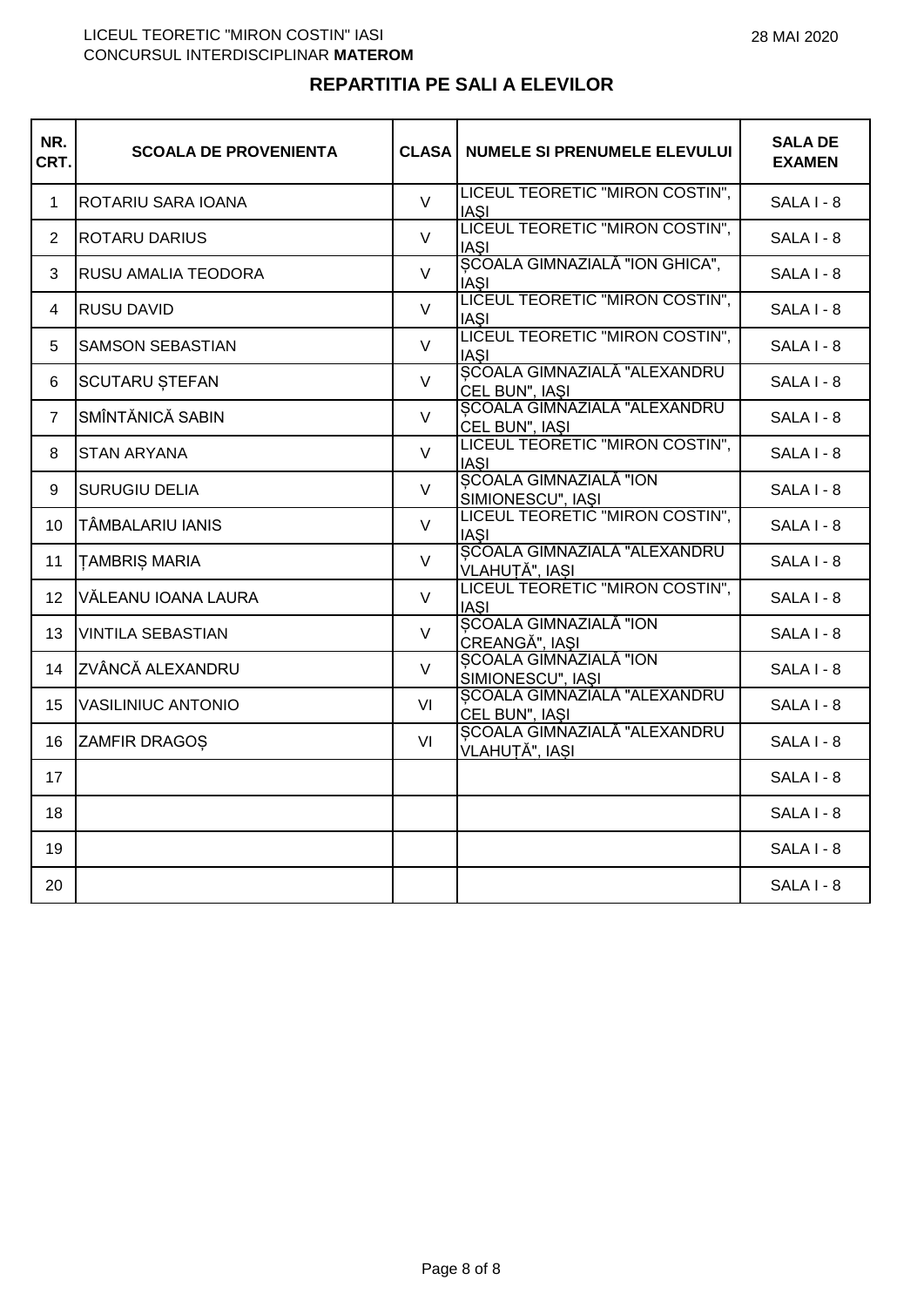LICEUL TEORETIC "MIRON COSTIN" IASI
CONCURSUL INTERDISCIPLINAR **MATEROM**

28 MAI 2020

## REPARTITIA PE SALI A ELEVILOR

| NR. CRT. | SCOALA DE PROVENIENTA | CLASA | NUMELE SI PRENUMELE ELEVULUI | SALA DE EXAMEN |
|---|---|---|---|---|
| 1 | ROTARIU SARA IOANA | V | LICEUL TEORETIC "MIRON COSTIN", IAŞI | SALA I - 8 |
| 2 | ROTARU DARIUS | V | LICEUL TEORETIC "MIRON COSTIN", IAŞI | SALA I - 8 |
| 3 | RUSU AMALIA TEODORA | V | ȘCOALA GIMNAZIALĂ "ION GHICA", IAŞI | SALA I - 8 |
| 4 | RUSU DAVID | V | LICEUL TEORETIC "MIRON COSTIN", IAŞI | SALA I - 8 |
| 5 | SAMSON SEBASTIAN | V | LICEUL TEORETIC "MIRON COSTIN", IAŞI | SALA I - 8 |
| 6 | SCUTARU ȘTEFAN | V | ȘCOALA GIMNAZIALĂ "ALEXANDRU CEL BUN", IAŞI | SALA I - 8 |
| 7 | SMÎNTĂNICĂ SABIN | V | ȘCOALA GIMNAZIALĂ "ALEXANDRU CEL BUN", IAŞI | SALA I - 8 |
| 8 | STAN ARYANA | V | LICEUL TEORETIC "MIRON COSTIN", IAŞI | SALA I - 8 |
| 9 | SURUGIU DELIA | V | ȘCOALA GIMNAZIALĂ "ION SIMIONESCU", IAŞI | SALA I - 8 |
| 10 | TÂMBALARIU IANIS | V | LICEUL TEORETIC "MIRON COSTIN", IAŞI | SALA I - 8 |
| 11 | ȚAMBRIȘ MARIA | V | ȘCOALA GIMNAZIALĂ "ALEXANDRU VLAHUȚĂ", IAȘI | SALA I - 8 |
| 12 | VĂLEANU IOANA LAURA | V | LICEUL TEORETIC "MIRON COSTIN", IAŞI | SALA I - 8 |
| 13 | VINTILA SEBASTIAN | V | ȘCOALA GIMNAZIALĂ "ION CREANGĂ", IAŞI | SALA I - 8 |
| 14 | ZVÂNCĂ ALEXANDRU | V | ȘCOALA GIMNAZIALĂ "ION SIMIONESCU", IAŞI | SALA I - 8 |
| 15 | VASILINIUC ANTONIO | VI | ȘCOALA GIMNAZIALĂ "ALEXANDRU CEL BUN", IAŞI | SALA I - 8 |
| 16 | ZAMFIR DRAGOȘ | VI | ȘCOALA GIMNAZIALĂ "ALEXANDRU VLAHUȚĂ", IAȘI | SALA I - 8 |
| 17 | | | | SALA I - 8 |
| 18 | | | | SALA I - 8 |
| 19 | | | | SALA I - 8 |
| 20 | | | | SALA I - 8 |